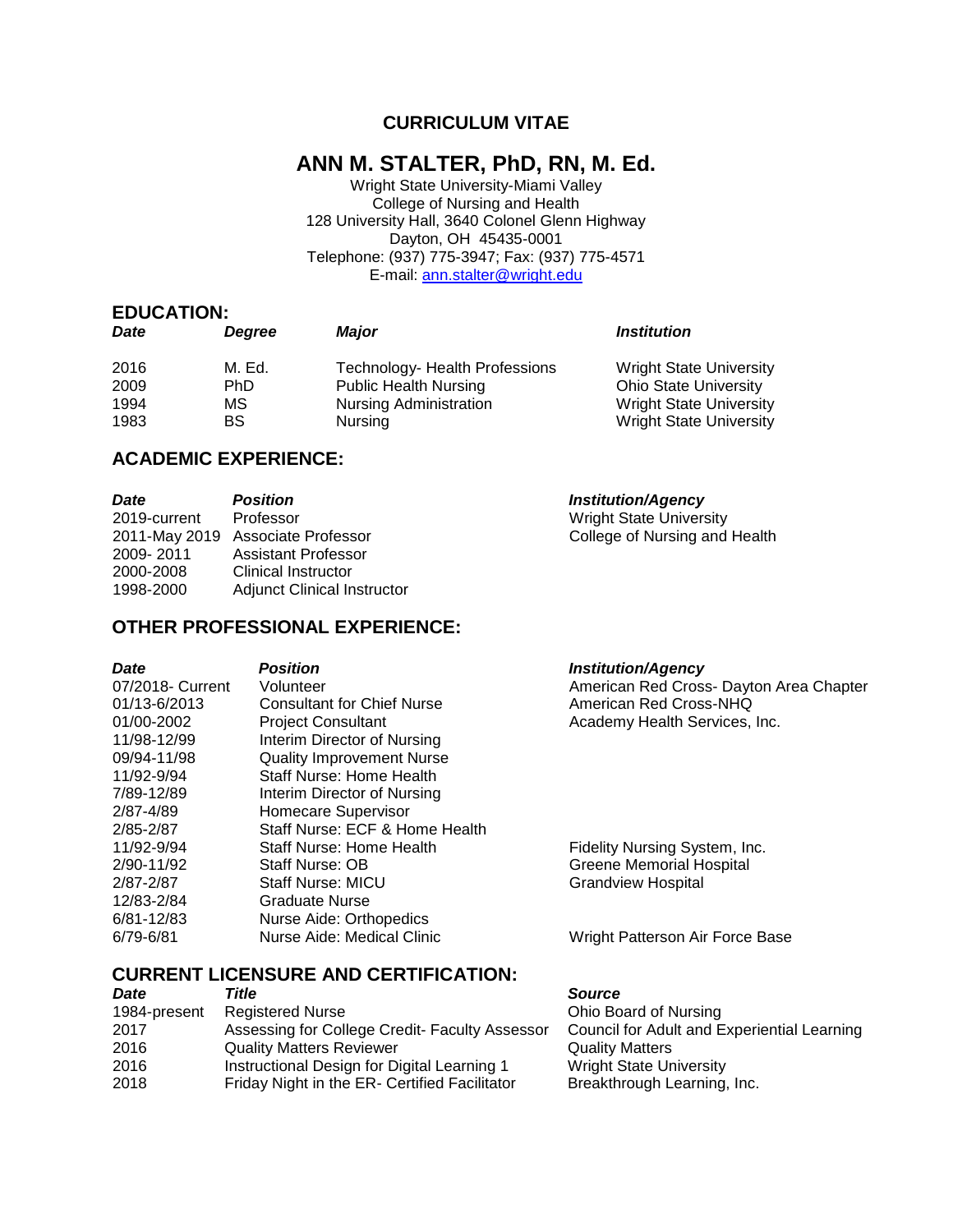# CURRICULUM VITAE

## ANN M. STALTER, PhD, RN, M. Ed.

Wright State University-Miami Valley
College of Nursing and Health
128 University Hall, 3640 Colonel Glenn Highway
Dayton, OH 45435-0001
Telephone: (937) 775-3947; Fax: (937) 775-4571
E-mail: [ann.stalter@wright.edu](mailto:ann.stalter@wright.edu)

## EDUCATION:

| *Date* | *Degree* | *Major* | *Institution* |
|---|---|---|---|
| 2016 | M. Ed. | Technology- Health Professions | Wright State University |
| 2009 | PhD | Public Health Nursing | Ohio State University |
| 1994 | MS | Nursing Administration | Wright State University |
| 1983 | BS | Nursing | Wright State University |

## ACADEMIC EXPERIENCE:

| *Date* | *Position* | *Institution/Agency* |
|---|---|---|
| 2019-current | Professor | Wright State University |
| 2011-May 2019 | Associate Professor | College of Nursing and Health |
| 2009- 2011 | Assistant Professor | |
| 2000-2008 | Clinical Instructor | |
| 1998-2000 | Adjunct Clinical Instructor | |

## OTHER PROFESSIONAL EXPERIENCE:

| *Date* | *Position* | *Institution/Agency* |
|---|---|---|
| 07/2018- Current | Volunteer | American Red Cross- Dayton Area Chapter |
| 01/13-6/2013 | Consultant for Chief Nurse | American Red Cross-NHQ |
| 01/00-2002 | Project Consultant | Academy Health Services, Inc. |
| 11/98-12/99 | Interim Director of Nursing | |
| 09/94-11/98 | Quality Improvement Nurse | |
| 11/92-9/94 | Staff Nurse: Home Health | |
| 7/89-12/89 | Interim Director of Nursing | |
| 2/87-4/89 | Homecare Supervisor | |
| 2/85-2/87 | Staff Nurse: ECF & Home Health | |
| 11/92-9/94 | Staff Nurse: Home Health | Fidelity Nursing System, Inc. |
| 2/90-11/92 | Staff Nurse: OB | Greene Memorial Hospital |
| 2/87-2/87 | Staff Nurse: MICU | Grandview Hospital |
| 12/83-2/84 | Graduate Nurse | |
| 6/81-12/83 | Nurse Aide: Orthopedics | |
| 6/79-6/81 | Nurse Aide: Medical Clinic | Wright Patterson Air Force Base |

## CURRENT LICENSURE AND CERTIFICATION:

| *Date* | *Title* | *Source* |
|---|---|---|
| 1984-present | Registered Nurse | Ohio Board of Nursing |
| 2017 | Assessing for College Credit- Faculty Assessor | Council for Adult and Experiential Learning |
| 2016 | Quality Matters Reviewer | Quality Matters |
| 2016 | Instructional Design for Digital Learning 1 | Wright State University |
| 2018 | Friday Night in the ER- Certified Facilitator | Breakthrough Learning, Inc. |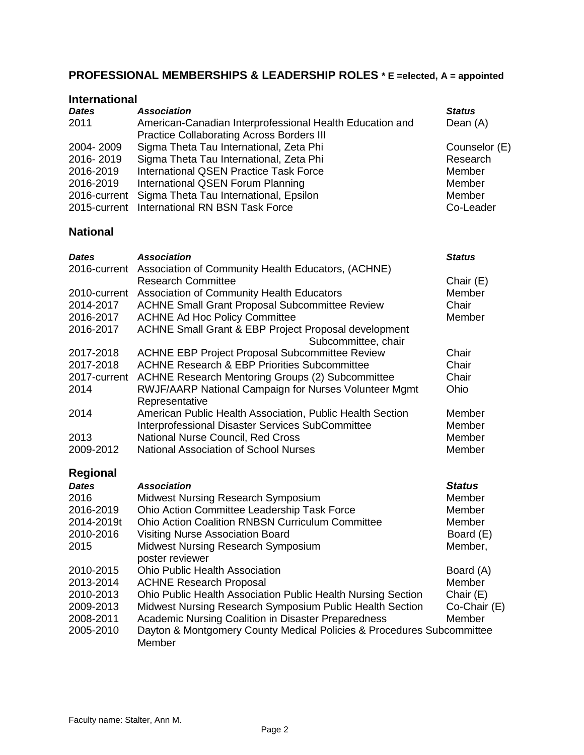## PROFESSIONAL MEMBERSHIPS & LEADERSHIP ROLES * E =elected, A = appointed

### International

| *Dates* | *Association* | *Status* |
|---|---|---|
| 2011 | American-Canadian Interprofessional Health Education and Practice Collaborating Across Borders III | Dean (A) |
| 2004- 2009 | Sigma Theta Tau International, Zeta Phi | Counselor (E) |
| 2016- 2019 | Sigma Theta Tau International, Zeta Phi | Research |
| 2016-2019 | International QSEN Practice Task Force | Member |
| 2016-2019 | International QSEN Forum Planning | Member |
| 2016-current | Sigma Theta Tau International, Epsilon | Member |
| 2015-current | International RN BSN Task Force | Co-Leader |

### National

| *Dates* | *Association* | *Status* |
|---|---|---|
| 2016-current | Association of Community Health Educators, (ACHNE) Research Committee | Chair (E) |
| 2010-current | Association of Community Health Educators | Member |
| 2014-2017 | ACHNE Small Grant Proposal Subcommittee Review | Chair |
| 2016-2017 | ACHNE Ad Hoc Policy Committee | Member |
| 2016-2017 | ACHNE Small Grant & EBP Project Proposal development Subcommittee, chair | |
| 2017-2018 | ACHNE EBP Project Proposal Subcommittee Review | Chair |
| 2017-2018 | ACHNE Research & EBP Priorities Subcommittee | Chair |
| 2017-current | ACHNE Research Mentoring Groups (2) Subcommittee | Chair |
| 2014 | RWJF/AARP National Campaign for Nurses Volunteer Mgmt Representative | Ohio |
| 2014 | American Public Health Association, Public Health Section | Member |
| | Interprofessional Disaster Services SubCommittee | Member |
| 2013 | National Nurse Council, Red Cross | Member |
| 2009-2012 | National Association of School Nurses | Member |

### Regional

| *Dates* | *Association* | *Status* |
|---|---|---|
| 2016 | Midwest Nursing Research Symposium | Member |
| 2016-2019 | Ohio Action Committee Leadership Task Force | Member |
| 2014-2019t | Ohio Action Coalition RNBSN Curriculum Committee | Member |
| 2010-2016 | Visiting Nurse Association Board | Board (E) |
| 2015 | Midwest Nursing Research Symposium poster reviewer | Member, |
| 2010-2015 | Ohio Public Health Association | Board (A) |
| 2013-2014 | ACHNE Research Proposal | Member |
| 2010-2013 | Ohio Public Health Association Public Health Nursing Section | Chair (E) |
| 2009-2013 | Midwest Nursing Research Symposium Public Health Section | Co-Chair (E) |
| 2008-2011 | Academic Nursing Coalition in Disaster Preparedness | Member |
| 2005-2010 | Dayton & Montgomery County Medical Policies & Procedures Subcommittee Member | |

Faculty name: Stalter, Ann M.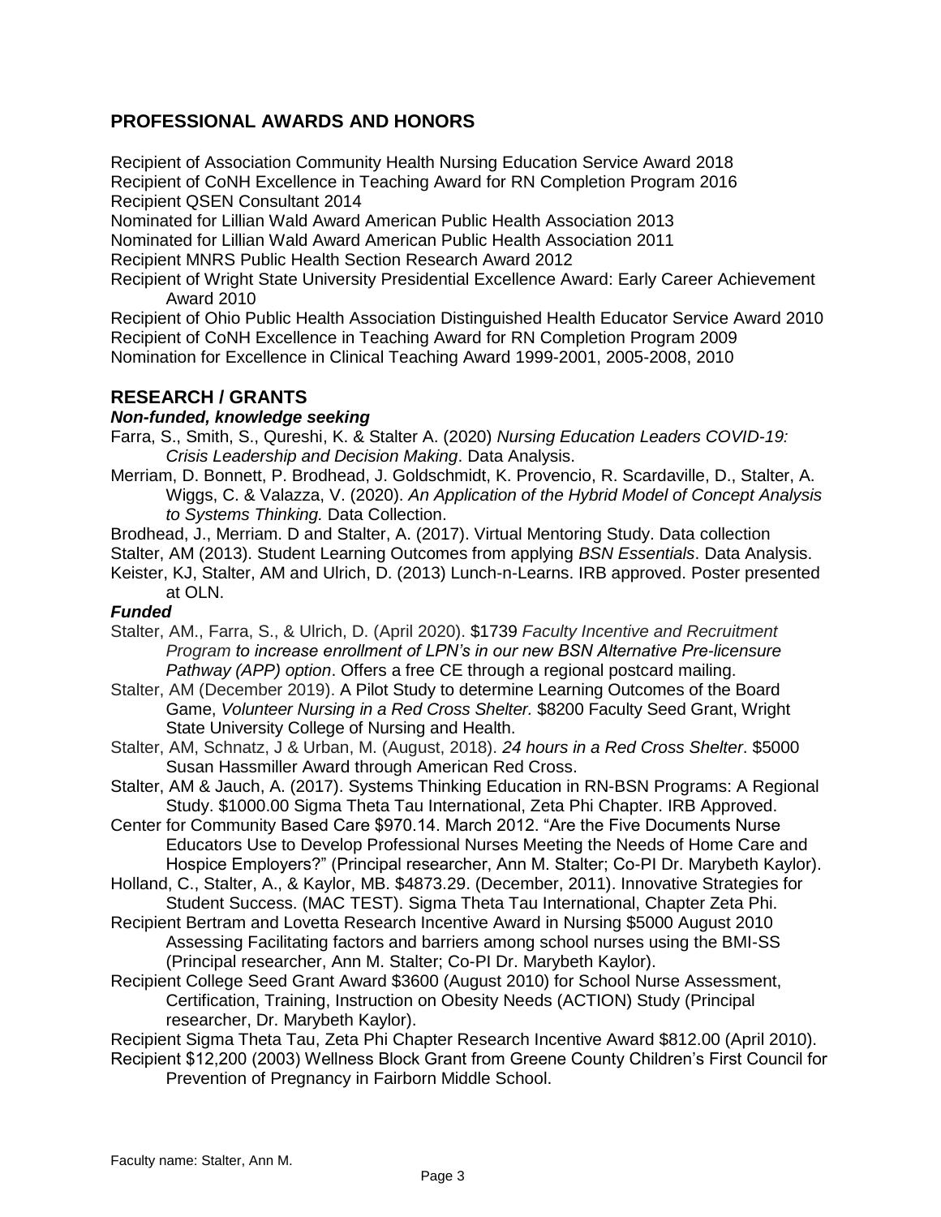## PROFESSIONAL AWARDS AND HONORS

Recipient of Association Community Health Nursing Education Service Award 2018
Recipient of CoNH Excellence in Teaching Award for RN Completion Program 2016
Recipient QSEN Consultant 2014
Nominated for Lillian Wald Award American Public Health Association 2013
Nominated for Lillian Wald Award American Public Health Association 2011
Recipient MNRS Public Health Section Research Award 2012
Recipient of Wright State University Presidential Excellence Award: Early Career Achievement Award 2010
Recipient of Ohio Public Health Association Distinguished Health Educator Service Award 2010
Recipient of CoNH Excellence in Teaching Award for RN Completion Program 2009
Nomination for Excellence in Clinical Teaching Award 1999-2001, 2005-2008, 2010

## RESEARCH / GRANTS

### *Non-funded, knowledge seeking*

Farra, S., Smith, S., Qureshi, K. & Stalter A. (2020) *Nursing Education Leaders COVID-19: Crisis Leadership and Decision Making*. Data Analysis.

Merriam, D. Bonnett, P. Brodhead, J. Goldschmidt, K. Provencio, R. Scardaville, D., Stalter, A. Wiggs, C. & Valazza, V. (2020). *An Application of the Hybrid Model of Concept Analysis to Systems Thinking.* Data Collection.

Brodhead, J., Merriam. D and Stalter, A. (2017). Virtual Mentoring Study. Data collection

Stalter, AM (2013). Student Learning Outcomes from applying *BSN Essentials*. Data Analysis.

Keister, KJ, Stalter, AM and Ulrich, D. (2013) Lunch-n-Learns. IRB approved. Poster presented at OLN.

### *Funded*

Stalter, AM., Farra, S., & Ulrich, D. (April 2020). $1739 *Faculty Incentive and Recruitment Program to increase enrollment of LPN's in our new BSN Alternative Pre-licensure Pathway (APP) option*. Offers a free CE through a regional postcard mailing.

Stalter, AM (December 2019). A Pilot Study to determine Learning Outcomes of the Board Game, *Volunteer Nursing in a Red Cross Shelter.* $8200 Faculty Seed Grant, Wright State University College of Nursing and Health.

Stalter, AM, Schnatz, J & Urban, M. (August, 2018). *24 hours in a Red Cross Shelter*. $5000 Susan Hassmiller Award through American Red Cross.

Stalter, AM & Jauch, A. (2017). Systems Thinking Education in RN-BSN Programs: A Regional Study. $1000.00 Sigma Theta Tau International, Zeta Phi Chapter. IRB Approved.

Center for Community Based Care $970.14. March 2012. "Are the Five Documents Nurse Educators Use to Develop Professional Nurses Meeting the Needs of Home Care and Hospice Employers?" (Principal researcher, Ann M. Stalter; Co-PI Dr. Marybeth Kaylor).

Holland, C., Stalter, A., & Kaylor, MB. $4873.29. (December, 2011). Innovative Strategies for Student Success. (MAC TEST). Sigma Theta Tau International, Chapter Zeta Phi.

Recipient Bertram and Lovetta Research Incentive Award in Nursing $5000 August 2010 Assessing Facilitating factors and barriers among school nurses using the BMI-SS (Principal researcher, Ann M. Stalter; Co-PI Dr. Marybeth Kaylor).

Recipient College Seed Grant Award $3600 (August 2010) for School Nurse Assessment, Certification, Training, Instruction on Obesity Needs (ACTION) Study (Principal researcher, Dr. Marybeth Kaylor).

Recipient Sigma Theta Tau, Zeta Phi Chapter Research Incentive Award $812.00 (April 2010).

Recipient $12,200 (2003) Wellness Block Grant from Greene County Children's First Council for Prevention of Pregnancy in Fairborn Middle School.

Faculty name: Stalter, Ann M.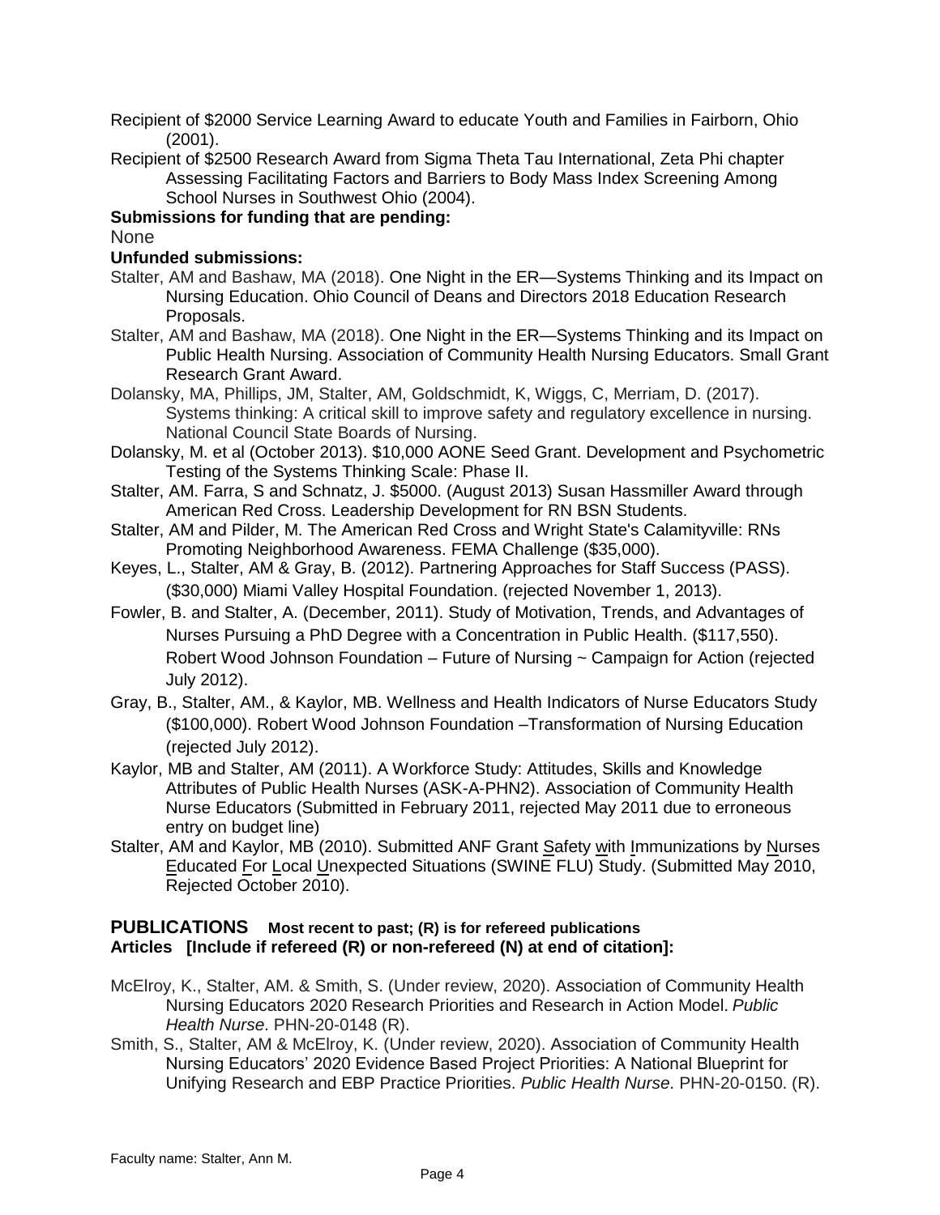Recipient of $2000 Service Learning Award to educate Youth and Families in Fairborn, Ohio (2001).

Recipient of $2500 Research Award from Sigma Theta Tau International, Zeta Phi chapter Assessing Facilitating Factors and Barriers to Body Mass Index Screening Among School Nurses in Southwest Ohio (2004).

**Submissions for funding that are pending:**

None

**Unfunded submissions:**

Stalter, AM and Bashaw, MA (2018). One Night in the ER—Systems Thinking and its Impact on Nursing Education. Ohio Council of Deans and Directors 2018 Education Research Proposals.

Stalter, AM and Bashaw, MA (2018). One Night in the ER—Systems Thinking and its Impact on Public Health Nursing. Association of Community Health Nursing Educators. Small Grant Research Grant Award.

Dolansky, MA, Phillips, JM, Stalter, AM, Goldschmidt, K, Wiggs, C, Merriam, D. (2017). Systems thinking: A critical skill to improve safety and regulatory excellence in nursing. National Council State Boards of Nursing.

Dolansky, M. et al (October 2013). $10,000 AONE Seed Grant. Development and Psychometric Testing of the Systems Thinking Scale: Phase II.

Stalter, AM. Farra, S and Schnatz, J. $5000. (August 2013) Susan Hassmiller Award through American Red Cross. Leadership Development for RN BSN Students.

Stalter, AM and Pilder, M. The American Red Cross and Wright State's Calamityville: RNs Promoting Neighborhood Awareness. FEMA Challenge ($35,000).

Keyes, L., Stalter, AM & Gray, B. (2012). Partnering Approaches for Staff Success (PASS). ($30,000) Miami Valley Hospital Foundation. (rejected November 1, 2013).

Fowler, B. and Stalter, A. (December, 2011). Study of Motivation, Trends, and Advantages of Nurses Pursuing a PhD Degree with a Concentration in Public Health. ($117,550). Robert Wood Johnson Foundation – Future of Nursing ~ Campaign for Action (rejected July 2012).

Gray, B., Stalter, AM., & Kaylor, MB. Wellness and Health Indicators of Nurse Educators Study ($100,000). Robert Wood Johnson Foundation –Transformation of Nursing Education (rejected July 2012).

Kaylor, MB and Stalter, AM (2011). A Workforce Study: Attitudes, Skills and Knowledge Attributes of Public Health Nurses (ASK-A-PHN2). Association of Community Health Nurse Educators (Submitted in February 2011, rejected May 2011 due to erroneous entry on budget line)

Stalter, AM and Kaylor, MB (2010). Submitted ANF Grant <u>S</u>afety <u>wi</u>th <u>I</u>mmunizations by <u>N</u>urses <u>E</u>ducated <u>F</u>or <u>L</u>ocal <u>U</u>nexpected Situations (SWINE FLU) Study. (Submitted May 2010, Rejected October 2010).

## PUBLICATIONS **Most recent to past; (R) is for refereed publications**

### Articles [Include if refereed (R) or non-refereed (N) at end of citation]:

McElroy, K., Stalter, AM. & Smith, S. (Under review, 2020). Association of Community Health Nursing Educators 2020 Research Priorities and Research in Action Model. *Public Health Nurse*. PHN-20-0148 (R).

Smith, S., Stalter, AM & McElroy, K. (Under review, 2020). Association of Community Health Nursing Educators' 2020 Evidence Based Project Priorities: A National Blueprint for Unifying Research and EBP Practice Priorities. *Public Health Nurse*. PHN-20-0150. (R).

Faculty name: Stalter, Ann M.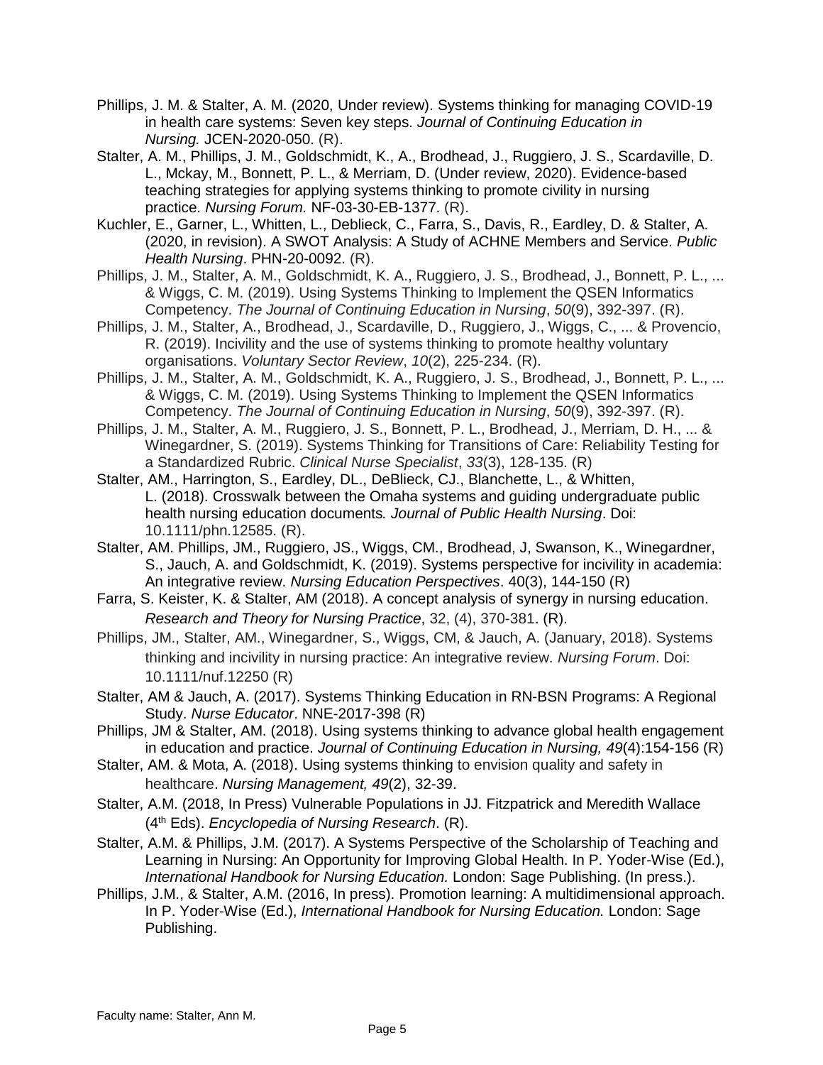Phillips, J. M. & Stalter, A. M. (2020, Under review). Systems thinking for managing COVID-19 in health care systems: Seven key steps. *Journal of Continuing Education in Nursing.* JCEN-2020-050. (R).

Stalter, A. M., Phillips, J. M., Goldschmidt, K., A., Brodhead, J., Ruggiero, J. S., Scardaville, D. L., Mckay, M., Bonnett, P. L., & Merriam, D. (Under review, 2020). Evidence-based teaching strategies for applying systems thinking to promote civility in nursing practice. *Nursing Forum.* NF-03-30-EB-1377. (R).

Kuchler, E., Garner, L., Whitten, L., Deblieck, C., Farra, S., Davis, R., Eardley, D. & Stalter, A. (2020, in revision). A SWOT Analysis: A Study of ACHNE Members and Service. *Public Health Nursing*. PHN-20-0092. (R).

Phillips, J. M., Stalter, A. M., Goldschmidt, K. A., Ruggiero, J. S., Brodhead, J., Bonnett, P. L., ... & Wiggs, C. M. (2019). Using Systems Thinking to Implement the QSEN Informatics Competency. *The Journal of Continuing Education in Nursing*, *50*(9), 392-397. (R).

Phillips, J. M., Stalter, A., Brodhead, J., Scardaville, D., Ruggiero, J., Wiggs, C., ... & Provencio, R. (2019). Incivility and the use of systems thinking to promote healthy voluntary organisations. *Voluntary Sector Review*, *10*(2), 225-234. (R).

Phillips, J. M., Stalter, A. M., Goldschmidt, K. A., Ruggiero, J. S., Brodhead, J., Bonnett, P. L., ... & Wiggs, C. M. (2019). Using Systems Thinking to Implement the QSEN Informatics Competency. *The Journal of Continuing Education in Nursing*, *50*(9), 392-397. (R).

Phillips, J. M., Stalter, A. M., Ruggiero, J. S., Bonnett, P. L., Brodhead, J., Merriam, D. H., ... & Winegardner, S. (2019). Systems Thinking for Transitions of Care: Reliability Testing for a Standardized Rubric. *Clinical Nurse Specialist*, *33*(3), 128-135. (R)

Stalter, AM., Harrington, S., Eardley, DL., DeBlieck, CJ., Blanchette, L., & Whitten, L. (2018). Crosswalk between the Omaha systems and guiding undergraduate public health nursing education documents*. Journal of Public Health Nursing*. Doi: 10.1111/phn.12585. (R).

Stalter, AM. Phillips, JM., Ruggiero, JS., Wiggs, CM., Brodhead, J, Swanson, K., Winegardner, S., Jauch, A. and Goldschmidt, K. (2019). Systems perspective for incivility in academia: An integrative review. *Nursing Education Perspectives*. 40(3), 144-150 (R)

Farra, S. Keister, K. & Stalter, AM (2018). A concept analysis of synergy in nursing education. *Research and Theory for Nursing Practice*, 32, (4), 370-381. (R).

Phillips, JM., Stalter, AM., Winegardner, S., Wiggs, CM, & Jauch, A. (January, 2018). Systems thinking and incivility in nursing practice: An integrative review. *Nursing Forum*. Doi: 10.1111/nuf.12250 (R)

Stalter, AM & Jauch, A. (2017). Systems Thinking Education in RN-BSN Programs: A Regional Study. *Nurse Educator*. NNE-2017-398 (R)

Phillips, JM & Stalter, AM. (2018). Using systems thinking to advance global health engagement in education and practice. *Journal of Continuing Education in Nursing, 49*(4):154-156 (R)

Stalter, AM. & Mota, A. (2018). Using systems thinking to envision quality and safety in healthcare. *Nursing Management, 49*(2), 32-39.

Stalter, A.M. (2018, In Press) Vulnerable Populations in JJ. Fitzpatrick and Meredith Wallace (4th Eds). *Encyclopedia of Nursing Research*. (R).

Stalter, A.M. & Phillips, J.M. (2017). A Systems Perspective of the Scholarship of Teaching and Learning in Nursing: An Opportunity for Improving Global Health. In P. Yoder-Wise (Ed.), *International Handbook for Nursing Education.* London: Sage Publishing. (In press.).

Phillips, J.M., & Stalter, A.M. (2016, In press). Promotion learning: A multidimensional approach. In P. Yoder-Wise (Ed.), *International Handbook for Nursing Education.* London: Sage Publishing.

Faculty name: Stalter, Ann M.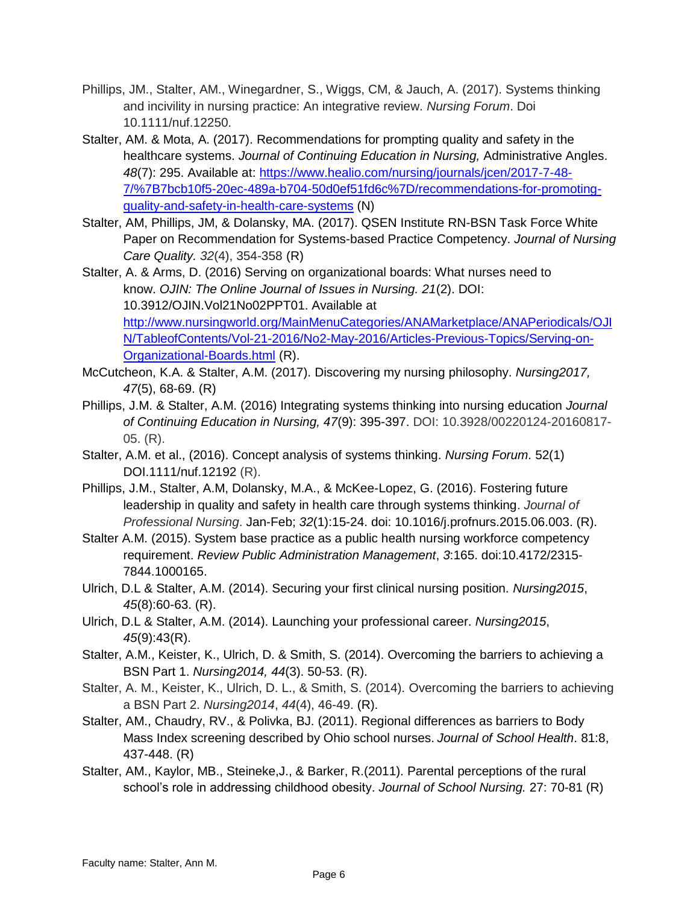Phillips, JM., Stalter, AM., Winegardner, S., Wiggs, CM, & Jauch, A. (2017). Systems thinking and incivility in nursing practice: An integrative review. *Nursing Forum*. Doi 10.1111/nuf.12250.

Stalter, AM. & Mota, A. (2017). Recommendations for prompting quality and safety in the healthcare systems. *Journal of Continuing Education in Nursing,* Administrative Angles. *48*(7): 295. Available at: [https://www.healio.com/nursing/journals/jcen/2017-7-48-7/%7B7bcb10f5-20ec-489a-b704-50d0ef51fd6c%7D/recommendations-for-promoting-quality-and-safety-in-health-care-systems](https://www.healio.com/nursing/journals/jcen/2017-7-48-7/%7B7bcb10f5-20ec-489a-b704-50d0ef51fd6c%7D/recommendations-for-promoting-quality-and-safety-in-health-care-systems) (N)

Stalter, AM, Phillips, JM, & Dolansky, MA. (2017). QSEN Institute RN-BSN Task Force White Paper on Recommendation for Systems-based Practice Competency. *Journal of Nursing Care Quality. 32*(4), 354-358 (R)

Stalter, A. & Arms, D. (2016) Serving on organizational boards: What nurses need to know. *OJIN: The Online Journal of Issues in Nursing. 21*(2). DOI: 10.3912/OJIN.Vol21No02PPT01. Available at [http://www.nursingworld.org/MainMenuCategories/ANAMarketplace/ANAPeriodicals/OJIN/TableofContents/Vol-21-2016/No2-May-2016/Articles-Previous-Topics/Serving-on-Organizational-Boards.html](http://www.nursingworld.org/MainMenuCategories/ANAMarketplace/ANAPeriodicals/OJIN/TableofContents/Vol-21-2016/No2-May-2016/Articles-Previous-Topics/Serving-on-Organizational-Boards.html) (R).

McCutcheon, K.A. & Stalter, A.M. (2017). Discovering my nursing philosophy. *Nursing2017, 47*(5), 68-69. (R)

Phillips, J.M. & Stalter, A.M. (2016) Integrating systems thinking into nursing education *Journal of Continuing Education in Nursing, 47*(9): 395-397. DOI: 10.3928/00220124-20160817-05. (R).

Stalter, A.M. et al., (2016). Concept analysis of systems thinking. *Nursing Forum*. 52(1) DOI.1111/nuf.12192 (R).

Phillips, J.M., Stalter, A.M, Dolansky, M.A., & McKee-Lopez, G. (2016). Fostering future leadership in quality and safety in health care through systems thinking. *Journal of Professional Nursing*. Jan-Feb; *32*(1):15-24. doi: 10.1016/j.profnurs.2015.06.003. (R).

Stalter A.M. (2015). System base practice as a public health nursing workforce competency requirement. *Review Public Administration Management*, *3*:165. doi:10.4172/2315-7844.1000165.

Ulrich, D.L & Stalter, A.M. (2014). Securing your first clinical nursing position. *Nursing2015*, *45*(8):60-63. (R).

Ulrich, D.L & Stalter, A.M. (2014). Launching your professional career. *Nursing2015*, *45*(9):43(R).

Stalter, A.M., Keister, K., Ulrich, D. & Smith, S. (2014). Overcoming the barriers to achieving a BSN Part 1. *Nursing2014, 44*(3). 50-53. (R).

Stalter, A. M., Keister, K., Ulrich, D. L., & Smith, S. (2014). Overcoming the barriers to achieving a BSN Part 2. *Nursing2014*, *44*(4), 46-49. (R).

Stalter, AM., Chaudry, RV., & Polivka, BJ. (2011). Regional differences as barriers to Body Mass Index screening described by Ohio school nurses. *Journal of School Health*. 81:8, 437-448. (R)

Stalter, AM., Kaylor, MB., Steineke,J., & Barker, R.(2011). Parental perceptions of the rural school's role in addressing childhood obesity. *Journal of School Nursing.* 27: 70-81 (R)

Faculty name: Stalter, Ann M.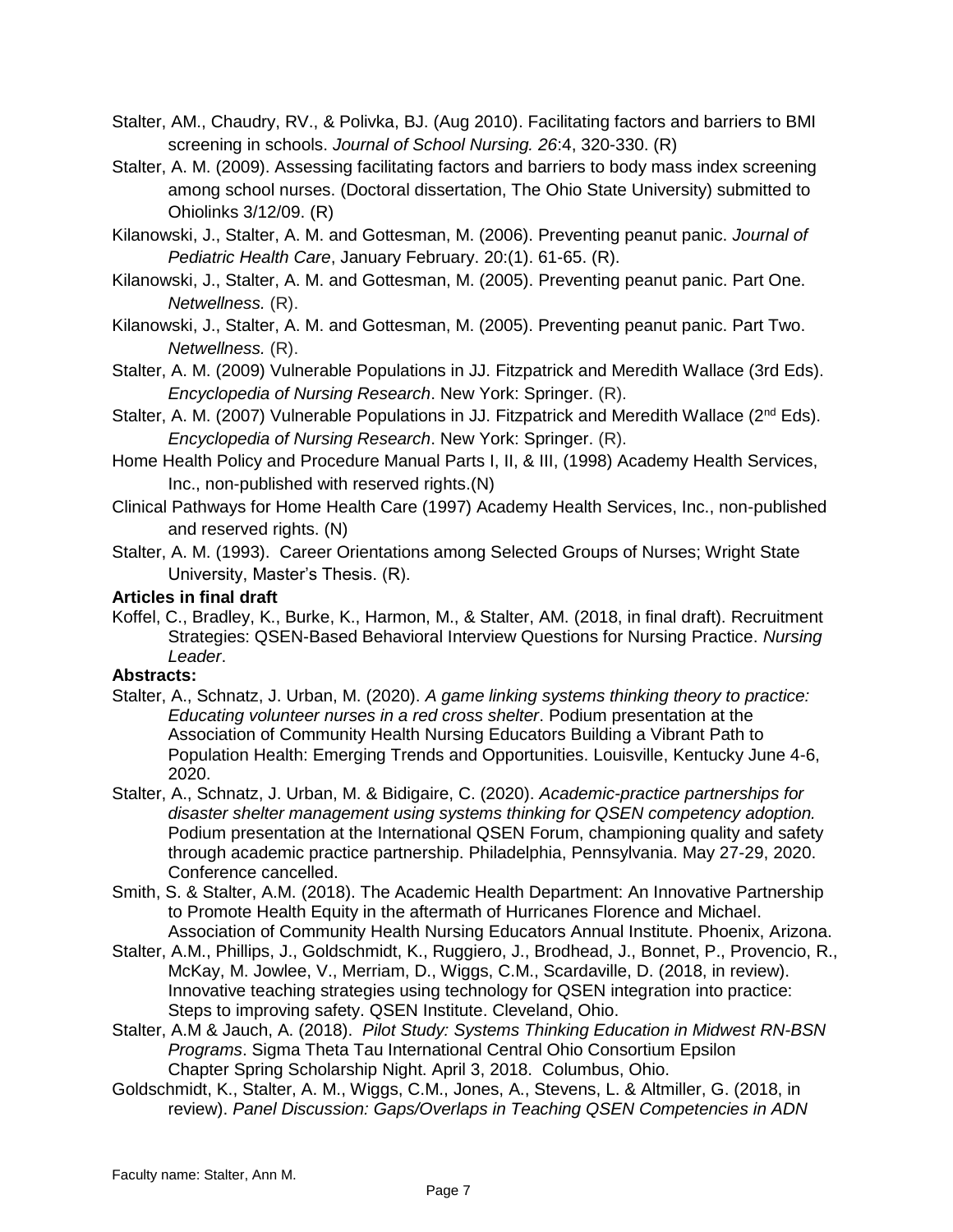Stalter, AM., Chaudry, RV., & Polivka, BJ. (Aug 2010). Facilitating factors and barriers to BMI screening in schools. *Journal of School Nursing. 26*:4, 320-330. (R)

Stalter, A. M. (2009). Assessing facilitating factors and barriers to body mass index screening among school nurses. (Doctoral dissertation, The Ohio State University) submitted to Ohiolinks 3/12/09. (R)

Kilanowski, J., Stalter, A. M. and Gottesman, M. (2006). Preventing peanut panic. *Journal of Pediatric Health Care*, January February. 20:(1). 61-65. (R).

Kilanowski, J., Stalter, A. M. and Gottesman, M. (2005). Preventing peanut panic. Part One. *Netwellness.* (R).

Kilanowski, J., Stalter, A. M. and Gottesman, M. (2005). Preventing peanut panic. Part Two. *Netwellness.* (R).

Stalter, A. M. (2009) Vulnerable Populations in JJ. Fitzpatrick and Meredith Wallace (3rd Eds). *Encyclopedia of Nursing Research*. New York: Springer. (R).

Stalter, A. M. (2007) Vulnerable Populations in JJ. Fitzpatrick and Meredith Wallace (2nd Eds). *Encyclopedia of Nursing Research*. New York: Springer. (R).

Home Health Policy and Procedure Manual Parts I, II, & III, (1998) Academy Health Services, Inc., non-published with reserved rights.(N)

Clinical Pathways for Home Health Care (1997) Academy Health Services, Inc., non-published and reserved rights. (N)

Stalter, A. M. (1993). Career Orientations among Selected Groups of Nurses; Wright State University, Master's Thesis. (R).

**Articles in final draft**

Koffel, C., Bradley, K., Burke, K., Harmon, M., & Stalter, AM. (2018, in final draft). Recruitment Strategies: QSEN-Based Behavioral Interview Questions for Nursing Practice. *Nursing Leader*.

**Abstracts:**

Stalter, A., Schnatz, J. Urban, M. (2020). *A game linking systems thinking theory to practice: Educating volunteer nurses in a red cross shelter*. Podium presentation at the Association of Community Health Nursing Educators Building a Vibrant Path to Population Health: Emerging Trends and Opportunities. Louisville, Kentucky June 4-6, 2020.

Stalter, A., Schnatz, J. Urban, M. & Bidigaire, C. (2020). *Academic-practice partnerships for disaster shelter management using systems thinking for QSEN competency adoption.* Podium presentation at the International QSEN Forum, championing quality and safety through academic practice partnership. Philadelphia, Pennsylvania. May 27-29, 2020. Conference cancelled.

Smith, S. & Stalter, A.M. (2018). The Academic Health Department: An Innovative Partnership to Promote Health Equity in the aftermath of Hurricanes Florence and Michael. Association of Community Health Nursing Educators Annual Institute. Phoenix, Arizona.

Stalter, A.M., Phillips, J., Goldschmidt, K., Ruggiero, J., Brodhead, J., Bonnet, P., Provencio, R., McKay, M. Jowlee, V., Merriam, D., Wiggs, C.M., Scardaville, D. (2018, in review). Innovative teaching strategies using technology for QSEN integration into practice: Steps to improving safety. QSEN Institute. Cleveland, Ohio.

Stalter, A.M & Jauch, A. (2018). *Pilot Study: Systems Thinking Education in Midwest RN-BSN Programs*. Sigma Theta Tau International Central Ohio Consortium Epsilon Chapter Spring Scholarship Night. April 3, 2018. Columbus, Ohio.

Goldschmidt, K., Stalter, A. M., Wiggs, C.M., Jones, A., Stevens, L. & Altmiller, G. (2018, in review). *Panel Discussion: Gaps/Overlaps in Teaching QSEN Competencies in ADN*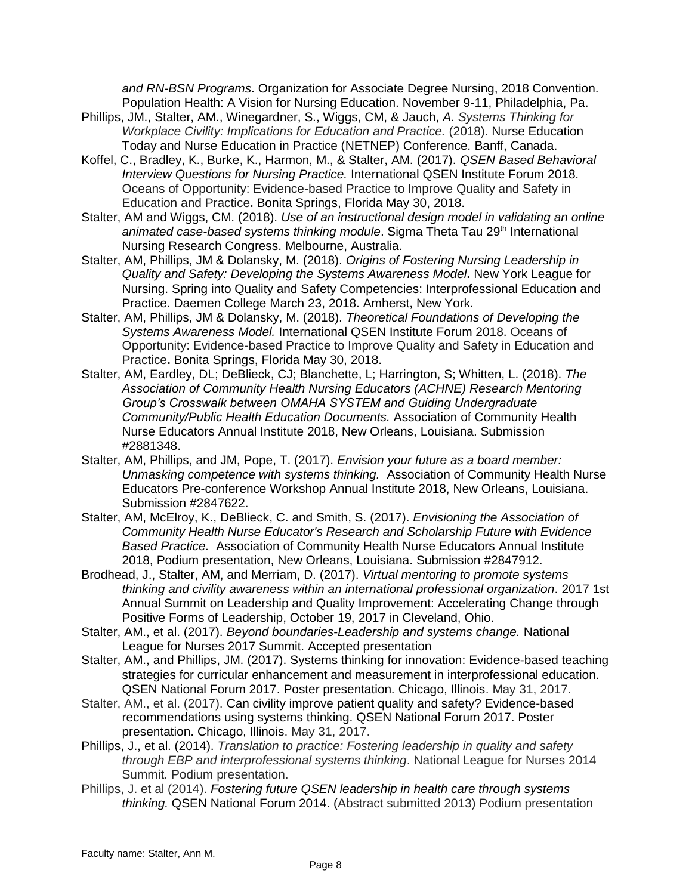*and RN-BSN Programs*. Organization for Associate Degree Nursing, 2018 Convention. Population Health: A Vision for Nursing Education. November 9-11, Philadelphia, Pa.

Phillips, JM., Stalter, AM., Winegardner, S., Wiggs, CM, & Jauch, *A. Systems Thinking for Workplace Civility: Implications for Education and Practice.* (2018). Nurse Education Today and Nurse Education in Practice (NETNEP) Conference. Banff, Canada.

Koffel, C., Bradley, K., Burke, K., Harmon, M., & Stalter, AM. (2017). *QSEN Based Behavioral Interview Questions for Nursing Practice.* International QSEN Institute Forum 2018. Oceans of Opportunity: Evidence-based Practice to Improve Quality and Safety in Education and Practice**.** Bonita Springs, Florida May 30, 2018.

Stalter, AM and Wiggs, CM. (2018). *Use of an instructional design model in validating an online animated case-based systems thinking module*. Sigma Theta Tau 29th International Nursing Research Congress. Melbourne, Australia.

Stalter, AM, Phillips, JM & Dolansky, M. (2018). *Origins of Fostering Nursing Leadership in Quality and Safety: Developing the Systems Awareness Model***.** New York League for Nursing. Spring into Quality and Safety Competencies: Interprofessional Education and Practice. Daemen College March 23, 2018. Amherst, New York.

Stalter, AM, Phillips, JM & Dolansky, M. (2018). *Theoretical Foundations of Developing the Systems Awareness Model.* International QSEN Institute Forum 2018. Oceans of Opportunity: Evidence-based Practice to Improve Quality and Safety in Education and Practice**.** Bonita Springs, Florida May 30, 2018.

Stalter, AM, Eardley, DL; DeBlieck, CJ; Blanchette, L; Harrington, S; Whitten, L. (2018). *The Association of Community Health Nursing Educators (ACHNE) Research Mentoring Group's Crosswalk between OMAHA SYSTEM and Guiding Undergraduate Community/Public Health Education Documents.* Association of Community Health Nurse Educators Annual Institute 2018, New Orleans, Louisiana. Submission #2881348.

Stalter, AM, Phillips, and JM, Pope, T. (2017). *Envision your future as a board member: Unmasking competence with systems thinking.* Association of Community Health Nurse Educators Pre-conference Workshop Annual Institute 2018, New Orleans, Louisiana. Submission #2847622.

Stalter, AM, McElroy, K., DeBlieck, C. and Smith, S. (2017). *Envisioning the Association of Community Health Nurse Educator's Research and Scholarship Future with Evidence Based Practice.* Association of Community Health Nurse Educators Annual Institute 2018, Podium presentation, New Orleans, Louisiana. Submission #2847912.

Brodhead, J., Stalter, AM, and Merriam, D. (2017). *Virtual mentoring to promote systems thinking and civility awareness within an international professional organization*. 2017 1st Annual Summit on Leadership and Quality Improvement: Accelerating Change through Positive Forms of Leadership, October 19, 2017 in Cleveland, Ohio.

Stalter, AM., et al. (2017). *Beyond boundaries-Leadership and systems change.* National League for Nurses 2017 Summit. Accepted presentation

Stalter, AM., and Phillips, JM. (2017). Systems thinking for innovation: Evidence-based teaching strategies for curricular enhancement and measurement in interprofessional education. QSEN National Forum 2017. Poster presentation. Chicago, Illinois. May 31, 2017.

Stalter, AM., et al. (2017). Can civility improve patient quality and safety? Evidence-based recommendations using systems thinking. QSEN National Forum 2017. Poster presentation. Chicago, Illinois. May 31, 2017.

Phillips, J., et al. (2014). *Translation to practice: Fostering leadership in quality and safety through EBP and interprofessional systems thinking*. National League for Nurses 2014 Summit. Podium presentation.

Phillips, J. et al (2014). *Fostering future QSEN leadership in health care through systems thinking.* QSEN National Forum 2014. (Abstract submitted 2013) Podium presentation

Faculty name: Stalter, Ann M.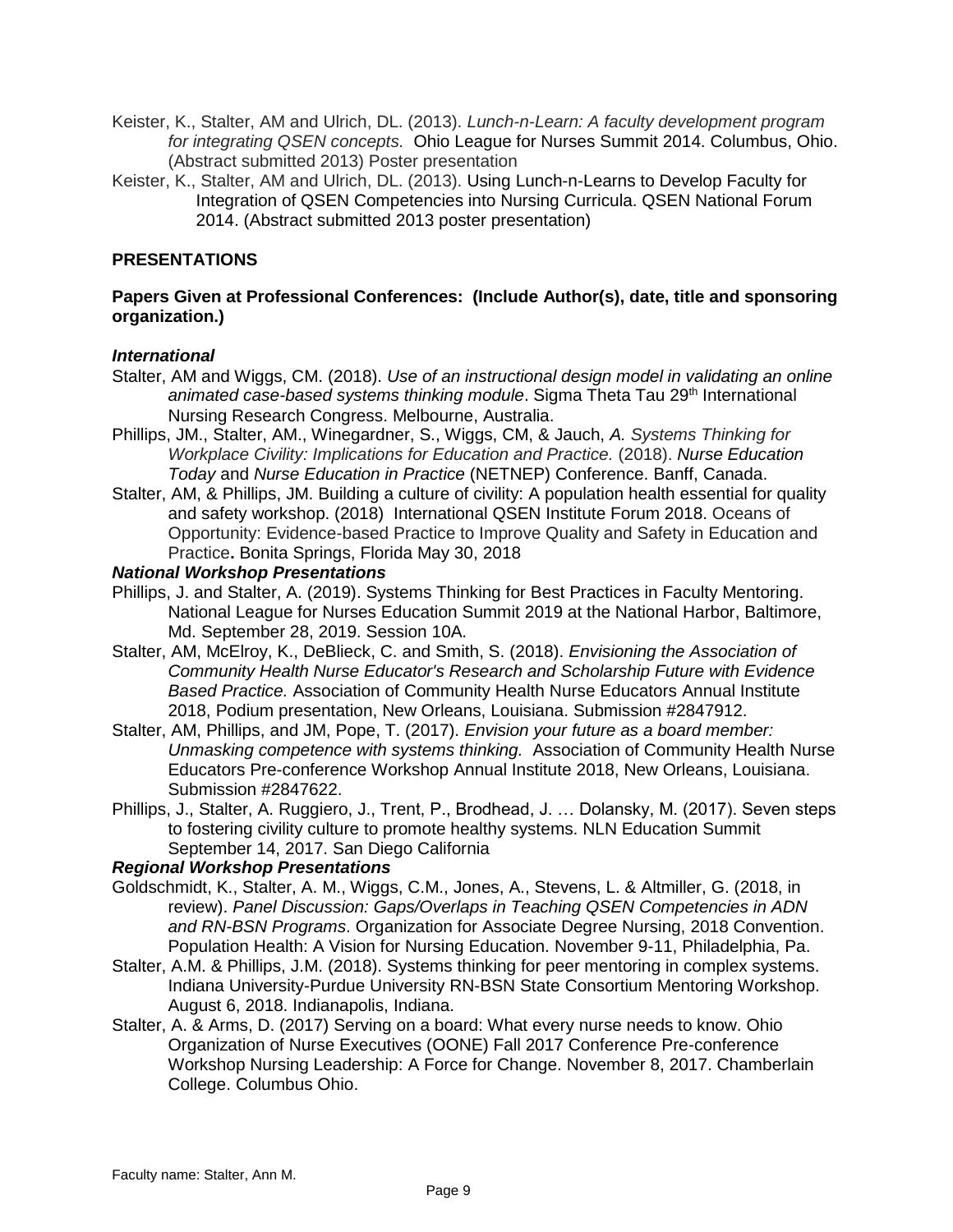Keister, K., Stalter, AM and Ulrich, DL. (2013). *Lunch-n-Learn: A faculty development program for integrating QSEN concepts.* Ohio League for Nurses Summit 2014. Columbus, Ohio. (Abstract submitted 2013) Poster presentation

Keister, K., Stalter, AM and Ulrich, DL. (2013). Using Lunch-n-Learns to Develop Faculty for Integration of QSEN Competencies into Nursing Curricula. QSEN National Forum 2014. (Abstract submitted 2013 poster presentation)

## PRESENTATIONS

### Papers Given at Professional Conferences: (Include Author(s), date, title and sponsoring organization.)

***International***

Stalter, AM and Wiggs, CM. (2018). *Use of an instructional design model in validating an online animated case-based systems thinking module*. Sigma Theta Tau 29th International Nursing Research Congress. Melbourne, Australia.

Phillips, JM., Stalter, AM., Winegardner, S., Wiggs, CM, & Jauch, *A. Systems Thinking for Workplace Civility: Implications for Education and Practice.* (2018). *Nurse Education Today* and *Nurse Education in Practice* (NETNEP) Conference. Banff, Canada.

Stalter, AM, & Phillips, JM. Building a culture of civility: A population health essential for quality and safety workshop. (2018) International QSEN Institute Forum 2018. Oceans of Opportunity: Evidence-based Practice to Improve Quality and Safety in Education and Practice**.** Bonita Springs, Florida May 30, 2018

***National Workshop Presentations***

Phillips, J. and Stalter, A. (2019). Systems Thinking for Best Practices in Faculty Mentoring. National League for Nurses Education Summit 2019 at the National Harbor, Baltimore, Md. September 28, 2019. Session 10A.

Stalter, AM, McElroy, K., DeBlieck, C. and Smith, S. (2018). *Envisioning the Association of Community Health Nurse Educator's Research and Scholarship Future with Evidence Based Practice.* Association of Community Health Nurse Educators Annual Institute 2018, Podium presentation, New Orleans, Louisiana. Submission #2847912.

Stalter, AM, Phillips, and JM, Pope, T. (2017). *Envision your future as a board member: Unmasking competence with systems thinking.* Association of Community Health Nurse Educators Pre-conference Workshop Annual Institute 2018, New Orleans, Louisiana. Submission #2847622.

Phillips, J., Stalter, A. Ruggiero, J., Trent, P., Brodhead, J. … Dolansky, M. (2017). Seven steps to fostering civility culture to promote healthy systems. NLN Education Summit September 14, 2017. San Diego California

***Regional Workshop Presentations***

Goldschmidt, K., Stalter, A. M., Wiggs, C.M., Jones, A., Stevens, L. & Altmiller, G. (2018, in review). *Panel Discussion: Gaps/Overlaps in Teaching QSEN Competencies in ADN and RN-BSN Programs*. Organization for Associate Degree Nursing, 2018 Convention. Population Health: A Vision for Nursing Education. November 9-11, Philadelphia, Pa.

Stalter, A.M. & Phillips, J.M. (2018). Systems thinking for peer mentoring in complex systems. Indiana University-Purdue University RN-BSN State Consortium Mentoring Workshop. August 6, 2018. Indianapolis, Indiana.

Stalter, A. & Arms, D. (2017) Serving on a board: What every nurse needs to know. Ohio Organization of Nurse Executives (OONE) Fall 2017 Conference Pre-conference Workshop Nursing Leadership: A Force for Change. November 8, 2017. Chamberlain College. Columbus Ohio.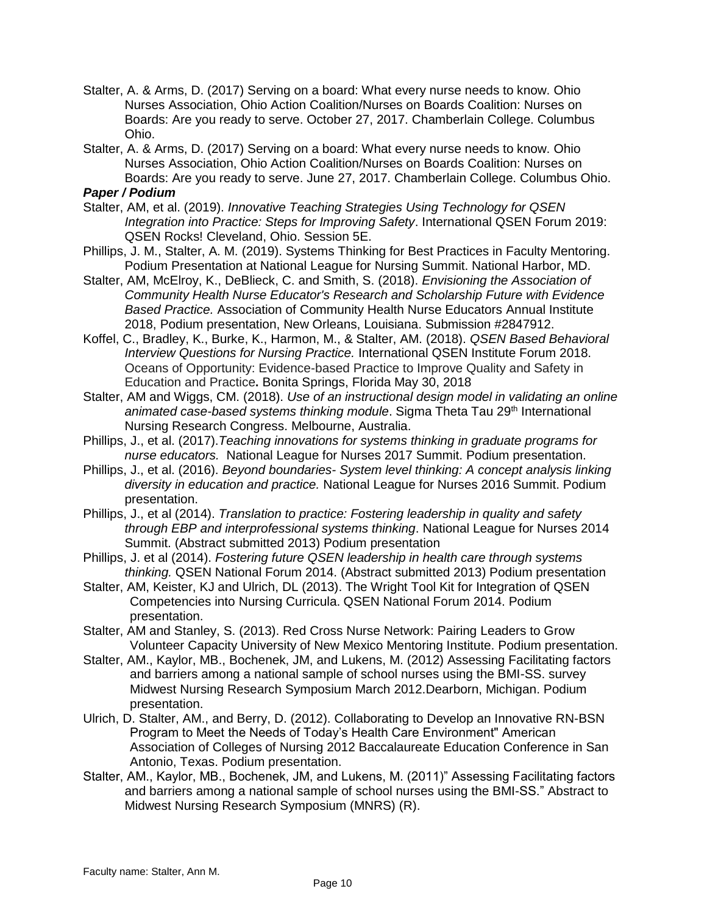Stalter, A. & Arms, D. (2017) Serving on a board: What every nurse needs to know. Ohio Nurses Association, Ohio Action Coalition/Nurses on Boards Coalition: Nurses on Boards: Are you ready to serve. October 27, 2017. Chamberlain College. Columbus Ohio.

Stalter, A. & Arms, D. (2017) Serving on a board: What every nurse needs to know. Ohio Nurses Association, Ohio Action Coalition/Nurses on Boards Coalition: Nurses on Boards: Are you ready to serve. June 27, 2017. Chamberlain College. Columbus Ohio.

***Paper / Podium***

Stalter, AM, et al. (2019). *Innovative Teaching Strategies Using Technology for QSEN Integration into Practice: Steps for Improving Safety*. International QSEN Forum 2019: QSEN Rocks! Cleveland, Ohio. Session 5E.

Phillips, J. M., Stalter, A. M. (2019). Systems Thinking for Best Practices in Faculty Mentoring. Podium Presentation at National League for Nursing Summit. National Harbor, MD.

Stalter, AM, McElroy, K., DeBlieck, C. and Smith, S. (2018). *Envisioning the Association of Community Health Nurse Educator's Research and Scholarship Future with Evidence Based Practice.* Association of Community Health Nurse Educators Annual Institute 2018, Podium presentation, New Orleans, Louisiana. Submission #2847912.

Koffel, C., Bradley, K., Burke, K., Harmon, M., & Stalter, AM. (2018). *QSEN Based Behavioral Interview Questions for Nursing Practice.* International QSEN Institute Forum 2018. Oceans of Opportunity: Evidence-based Practice to Improve Quality and Safety in Education and Practice**.** Bonita Springs, Florida May 30, 2018

Stalter, AM and Wiggs, CM. (2018). *Use of an instructional design model in validating an online animated case-based systems thinking module*. Sigma Theta Tau 29th International Nursing Research Congress. Melbourne, Australia.

Phillips, J., et al. (2017).*Teaching innovations for systems thinking in graduate programs for nurse educators.* National League for Nurses 2017 Summit. Podium presentation.

Phillips, J., et al. (2016). *Beyond boundaries- System level thinking: A concept analysis linking diversity in education and practice.* National League for Nurses 2016 Summit. Podium presentation.

Phillips, J., et al (2014). *Translation to practice: Fostering leadership in quality and safety through EBP and interprofessional systems thinking*. National League for Nurses 2014 Summit. (Abstract submitted 2013) Podium presentation

Phillips, J. et al (2014). *Fostering future QSEN leadership in health care through systems thinking.* QSEN National Forum 2014. (Abstract submitted 2013) Podium presentation

Stalter, AM, Keister, KJ and Ulrich, DL (2013). The Wright Tool Kit for Integration of QSEN Competencies into Nursing Curricula. QSEN National Forum 2014. Podium presentation.

Stalter, AM and Stanley, S. (2013). Red Cross Nurse Network: Pairing Leaders to Grow Volunteer Capacity University of New Mexico Mentoring Institute. Podium presentation.

Stalter, AM., Kaylor, MB., Bochenek, JM, and Lukens, M. (2012) Assessing Facilitating factors and barriers among a national sample of school nurses using the BMI-SS. survey Midwest Nursing Research Symposium March 2012.Dearborn, Michigan. Podium presentation.

Ulrich, D. Stalter, AM., and Berry, D. (2012). Collaborating to Develop an Innovative RN-BSN Program to Meet the Needs of Today's Health Care Environment" American Association of Colleges of Nursing 2012 Baccalaureate Education Conference in San Antonio, Texas. Podium presentation.

Stalter, AM., Kaylor, MB., Bochenek, JM, and Lukens, M. (2011)" Assessing Facilitating factors and barriers among a national sample of school nurses using the BMI-SS." Abstract to Midwest Nursing Research Symposium (MNRS) (R).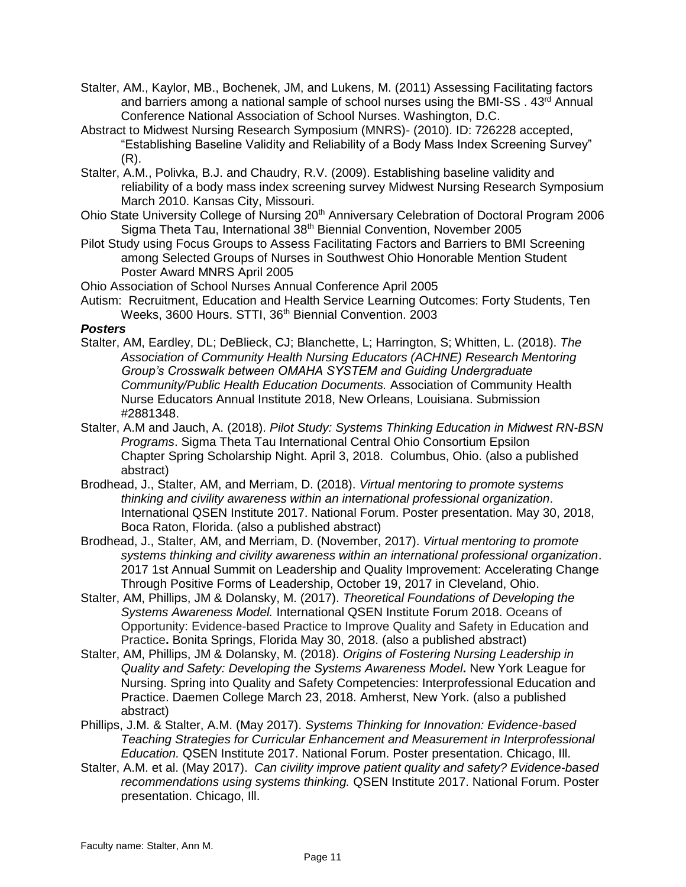Stalter, AM., Kaylor, MB., Bochenek, JM, and Lukens, M. (2011) Assessing Facilitating factors and barriers among a national sample of school nurses using the BMI-SS . 43rd Annual Conference National Association of School Nurses. Washington, D.C.

Abstract to Midwest Nursing Research Symposium (MNRS)- (2010). ID: 726228 accepted, "Establishing Baseline Validity and Reliability of a Body Mass Index Screening Survey" (R).

Stalter, A.M., Polivka, B.J. and Chaudry, R.V. (2009). Establishing baseline validity and reliability of a body mass index screening survey Midwest Nursing Research Symposium March 2010. Kansas City, Missouri.

Ohio State University College of Nursing 20th Anniversary Celebration of Doctoral Program 2006 Sigma Theta Tau, International 38th Biennial Convention, November 2005

Pilot Study using Focus Groups to Assess Facilitating Factors and Barriers to BMI Screening among Selected Groups of Nurses in Southwest Ohio Honorable Mention Student Poster Award MNRS April 2005

Ohio Association of School Nurses Annual Conference April 2005

Autism: Recruitment, Education and Health Service Learning Outcomes: Forty Students, Ten Weeks, 3600 Hours. STTI, 36th Biennial Convention. 2003

***Posters***

Stalter, AM, Eardley, DL; DeBlieck, CJ; Blanchette, L; Harrington, S; Whitten, L. (2018). *The Association of Community Health Nursing Educators (ACHNE) Research Mentoring Group's Crosswalk between OMAHA SYSTEM and Guiding Undergraduate Community/Public Health Education Documents.* Association of Community Health Nurse Educators Annual Institute 2018, New Orleans, Louisiana. Submission #2881348.

Stalter, A.M and Jauch, A. (2018). *Pilot Study: Systems Thinking Education in Midwest RN-BSN Programs*. Sigma Theta Tau International Central Ohio Consortium Epsilon Chapter Spring Scholarship Night. April 3, 2018. Columbus, Ohio. (also a published abstract)

Brodhead, J., Stalter, AM, and Merriam, D. (2018). *Virtual mentoring to promote systems thinking and civility awareness within an international professional organization*. International QSEN Institute 2017. National Forum. Poster presentation. May 30, 2018, Boca Raton, Florida. (also a published abstract)

Brodhead, J., Stalter, AM, and Merriam, D. (November, 2017). *Virtual mentoring to promote systems thinking and civility awareness within an international professional organization*. 2017 1st Annual Summit on Leadership and Quality Improvement: Accelerating Change Through Positive Forms of Leadership, October 19, 2017 in Cleveland, Ohio.

Stalter, AM, Phillips, JM & Dolansky, M. (2017). *Theoretical Foundations of Developing the Systems Awareness Model.* International QSEN Institute Forum 2018. Oceans of Opportunity: Evidence-based Practice to Improve Quality and Safety in Education and Practice**.** Bonita Springs, Florida May 30, 2018. (also a published abstract)

Stalter, AM, Phillips, JM & Dolansky, M. (2018). *Origins of Fostering Nursing Leadership in Quality and Safety: Developing the Systems Awareness Model***.** New York League for Nursing. Spring into Quality and Safety Competencies: Interprofessional Education and Practice. Daemen College March 23, 2018. Amherst, New York. (also a published abstract)

Phillips, J.M. & Stalter, A.M. (May 2017). *Systems Thinking for Innovation: Evidence-based Teaching Strategies for Curricular Enhancement and Measurement in Interprofessional Education.* QSEN Institute 2017. National Forum. Poster presentation. Chicago, Ill.

Stalter, A.M. et al. (May 2017). *Can civility improve patient quality and safety? Evidence-based recommendations using systems thinking.* QSEN Institute 2017. National Forum. Poster presentation. Chicago, Ill.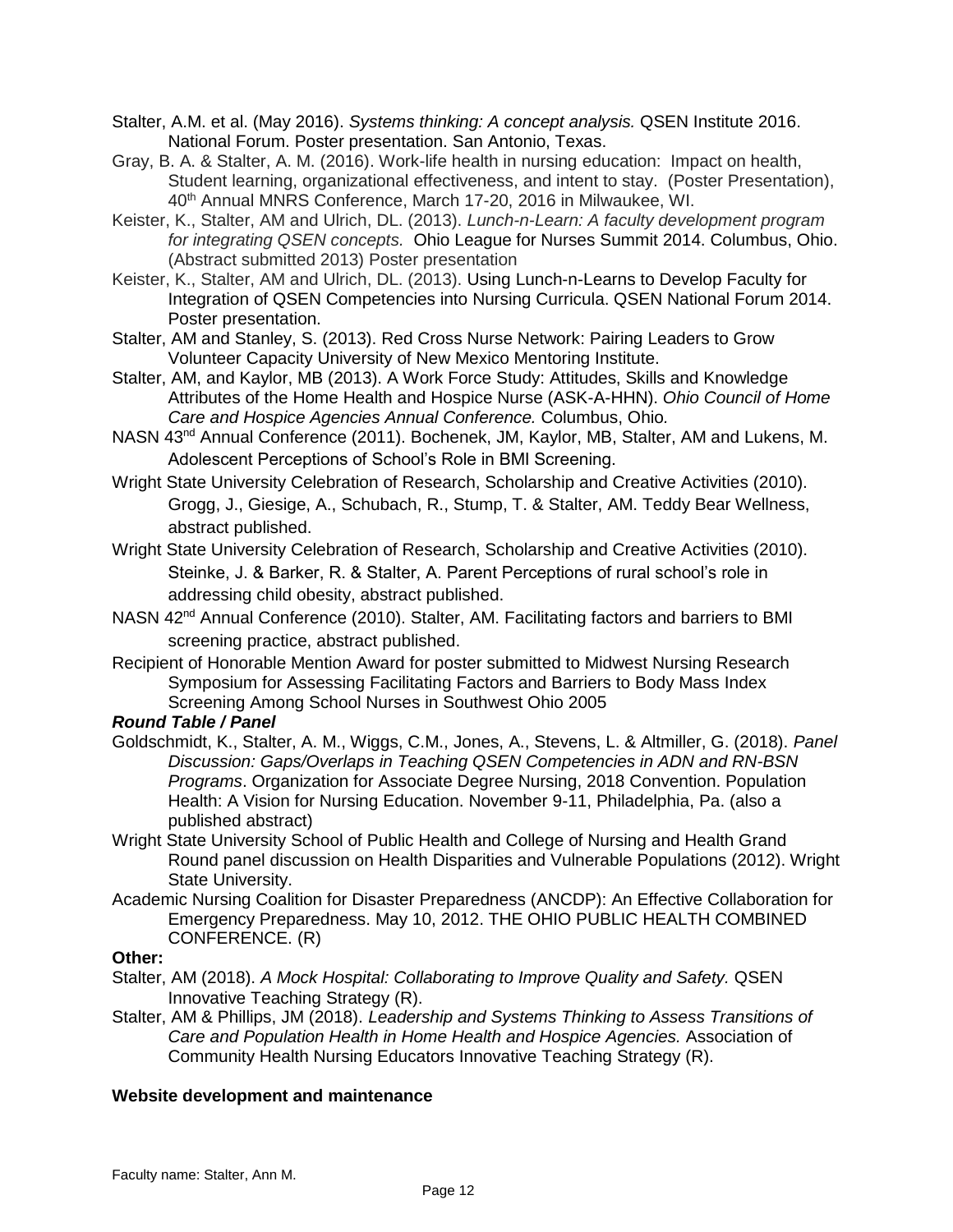Stalter, A.M. et al. (May 2016). *Systems thinking: A concept analysis.* QSEN Institute 2016. National Forum. Poster presentation. San Antonio, Texas.

Gray, B. A. & Stalter, A. M. (2016). Work-life health in nursing education: Impact on health, Student learning, organizational effectiveness, and intent to stay. (Poster Presentation), 40th Annual MNRS Conference, March 17-20, 2016 in Milwaukee, WI.

Keister, K., Stalter, AM and Ulrich, DL. (2013). *Lunch-n-Learn: A faculty development program for integrating QSEN concepts.* Ohio League for Nurses Summit 2014. Columbus, Ohio. (Abstract submitted 2013) Poster presentation

Keister, K., Stalter, AM and Ulrich, DL. (2013). Using Lunch-n-Learns to Develop Faculty for Integration of QSEN Competencies into Nursing Curricula. QSEN National Forum 2014. Poster presentation.

Stalter, AM and Stanley, S. (2013). Red Cross Nurse Network: Pairing Leaders to Grow Volunteer Capacity University of New Mexico Mentoring Institute.

Stalter, AM, and Kaylor, MB (2013). A Work Force Study: Attitudes, Skills and Knowledge Attributes of the Home Health and Hospice Nurse (ASK-A-HHN). *Ohio Council of Home Care and Hospice Agencies Annual Conference.* Columbus, Ohio.

NASN 43rd Annual Conference (2011). Bochenek, JM, Kaylor, MB, Stalter, AM and Lukens, M. Adolescent Perceptions of School's Role in BMI Screening.

Wright State University Celebration of Research, Scholarship and Creative Activities (2010). Grogg, J., Giesige, A., Schubach, R., Stump, T. & Stalter, AM. Teddy Bear Wellness, abstract published.

Wright State University Celebration of Research, Scholarship and Creative Activities (2010). Steinke, J. & Barker, R. & Stalter, A. Parent Perceptions of rural school's role in addressing child obesity, abstract published.

NASN 42nd Annual Conference (2010). Stalter, AM. Facilitating factors and barriers to BMI screening practice, abstract published.

Recipient of Honorable Mention Award for poster submitted to Midwest Nursing Research Symposium for Assessing Facilitating Factors and Barriers to Body Mass Index Screening Among School Nurses in Southwest Ohio 2005

***Round Table / Panel***

Goldschmidt, K., Stalter, A. M., Wiggs, C.M., Jones, A., Stevens, L. & Altmiller, G. (2018). *Panel Discussion: Gaps/Overlaps in Teaching QSEN Competencies in ADN and RN-BSN Programs*. Organization for Associate Degree Nursing, 2018 Convention. Population Health: A Vision for Nursing Education. November 9-11, Philadelphia, Pa. (also a published abstract)

Wright State University School of Public Health and College of Nursing and Health Grand Round panel discussion on Health Disparities and Vulnerable Populations (2012). Wright State University.

Academic Nursing Coalition for Disaster Preparedness (ANCDP): An Effective Collaboration for Emergency Preparedness. May 10, 2012. THE OHIO PUBLIC HEALTH COMBINED CONFERENCE. (R)

**Other:**

Stalter, AM (2018). *A Mock Hospital: Collaborating to Improve Quality and Safety.* QSEN Innovative Teaching Strategy (R).

Stalter, AM & Phillips, JM (2018). *Leadership and Systems Thinking to Assess Transitions of Care and Population Health in Home Health and Hospice Agencies.* Association of Community Health Nursing Educators Innovative Teaching Strategy (R).

**Website development and maintenance**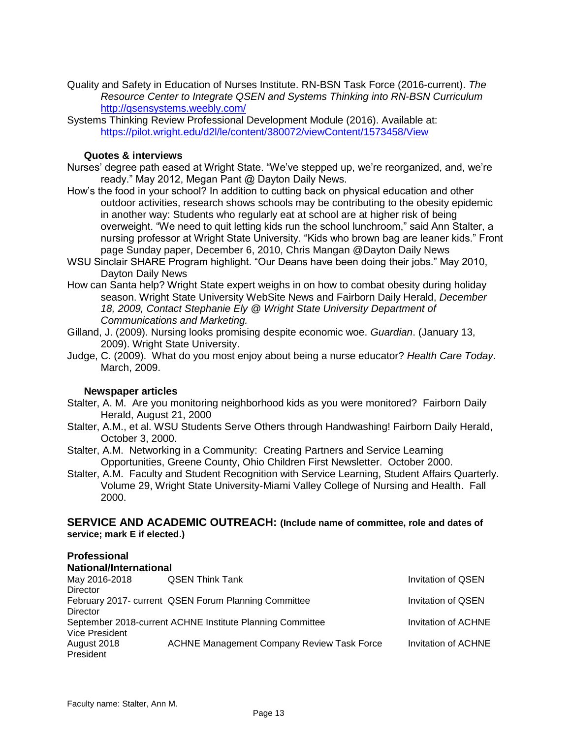Quality and Safety in Education of Nurses Institute. RN-BSN Task Force (2016-current). *The Resource Center to Integrate QSEN and Systems Thinking into RN-BSN Curriculum* http://qsensystems.weebly.com/

Systems Thinking Review Professional Development Module (2016). Available at: https://pilot.wright.edu/d2l/le/content/380072/viewContent/1573458/View

### Quotes & interviews

Nurses' degree path eased at Wright State. "We've stepped up, we're reorganized, and, we're ready." May 2012, Megan Pant @ Dayton Daily News.

How's the food in your school? In addition to cutting back on physical education and other outdoor activities, research shows schools may be contributing to the obesity epidemic in another way: Students who regularly eat at school are at higher risk of being overweight. "We need to quit letting kids run the school lunchroom," said Ann Stalter, a nursing professor at Wright State University. "Kids who brown bag are leaner kids." Front page Sunday paper, December 6, 2010, Chris Mangan @Dayton Daily News

WSU Sinclair SHARE Program highlight. "Our Deans have been doing their jobs." May 2010, Dayton Daily News

How can Santa help? Wright State expert weighs in on how to combat obesity during holiday season. Wright State University WebSite News and Fairborn Daily Herald, *December 18, 2009, Contact Stephanie Ely @ Wright State University Department of Communications and Marketing.*

Gilland, J. (2009). Nursing looks promising despite economic woe. *Guardian*. (January 13, 2009). Wright State University.

Judge, C. (2009). What do you most enjoy about being a nurse educator? *Health Care Today*. March, 2009.

### Newspaper articles

Stalter, A. M. Are you monitoring neighborhood kids as you were monitored? Fairborn Daily Herald, August 21, 2000

Stalter, A.M., et al. WSU Students Serve Others through Handwashing! Fairborn Daily Herald, October 3, 2000.

Stalter, A.M. Networking in a Community: Creating Partners and Service Learning Opportunities, Greene County, Ohio Children First Newsletter. October 2000.

Stalter, A.M. Faculty and Student Recognition with Service Learning, Student Affairs Quarterly. Volume 29, Wright State University-Miami Valley College of Nursing and Health. Fall 2000.

## SERVICE AND ACADEMIC OUTREACH: (Include name of committee, role and dates of service; mark E if elected.)

### Professional

#### National/International

| Dates / Role | Committee | Source |
|---|---|---|
| May 2016-2018 Director | QSEN Think Tank | Invitation of QSEN |
| February 2017- current Director | QSEN Forum Planning Committee | Invitation of QSEN |
| September 2018-current Vice President | ACHNE Institute Planning Committee | Invitation of ACHNE |
| August 2018 President | ACHNE Management Company Review Task Force | Invitation of ACHNE |

Faculty name: Stalter, Ann M.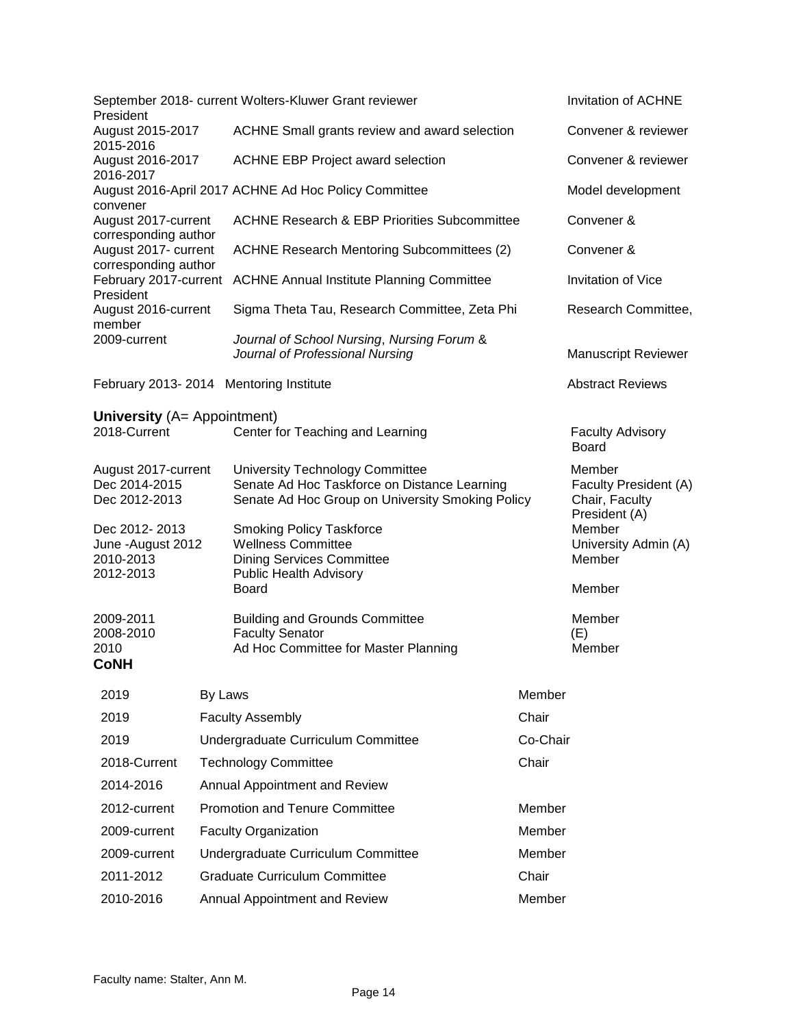| | | |
|---|---|---|
| September 2018- current President | Wolters-Kluwer Grant reviewer | Invitation of ACHNE |
| August 2015-2017 2015-2016 | ACHNE Small grants review and award selection | Convener & reviewer |
| August 2016-2017 2016-2017 | ACHNE EBP Project award selection | Convener & reviewer |
| August 2016-April 2017 convener | ACHNE Ad Hoc Policy Committee | Model development |
| August 2017-current corresponding author | ACHNE Research & EBP Priorities Subcommittee | Convener & |
| August 2017- current corresponding author | ACHNE Research Mentoring Subcommittees (2) | Convener & |
| February 2017-current President | ACHNE Annual Institute Planning Committee | Invitation of Vice |
| August 2016-current member | Sigma Theta Tau, Research Committee, Zeta Phi | Research Committee, |
| 2009-current | *Journal of School Nursing*, *Nursing Forum* & *Journal of Professional Nursing* | Manuscript Reviewer |
| February 2013- 2014 | Mentoring Institute | Abstract Reviews |

**University** (A= Appointment)

| | | |
|---|---|---|
| 2018-Current | Center for Teaching and Learning | Faculty Advisory Board |
| August 2017-current | University Technology Committee | Member |
| Dec 2014-2015 | Senate Ad Hoc Taskforce on Distance Learning | Faculty President (A) |
| Dec 2012-2013 | Senate Ad Hoc Group on University Smoking Policy | Chair, Faculty President (A) |
| Dec 2012- 2013 | Smoking Policy Taskforce | Member |
| June -August 2012 | Wellness Committee | University Admin (A) |
| 2010-2013 | Dining Services Committee | Member |
| 2012-2013 | Public Health Advisory Board | Member |
| 2009-2011 | Building and Grounds Committee | Member |
| 2008-2010 | Faculty Senator | (E) |
| 2010 | Ad Hoc Committee for Master Planning | Member |

**CoNH**

| | | |
|---|---|---|
| 2019 | By Laws | Member |
| 2019 | Faculty Assembly | Chair |
| 2019 | Undergraduate Curriculum Committee | Co-Chair |
| 2018-Current | Technology Committee | Chair |
| 2014-2016 | Annual Appointment and Review | |
| 2012-current | Promotion and Tenure Committee | Member |
| 2009-current | Faculty Organization | Member |
| 2009-current | Undergraduate Curriculum Committee | Member |
| 2011-2012 | Graduate Curriculum Committee | Chair |
| 2010-2016 | Annual Appointment and Review | Member |

Faculty name: Stalter, Ann M.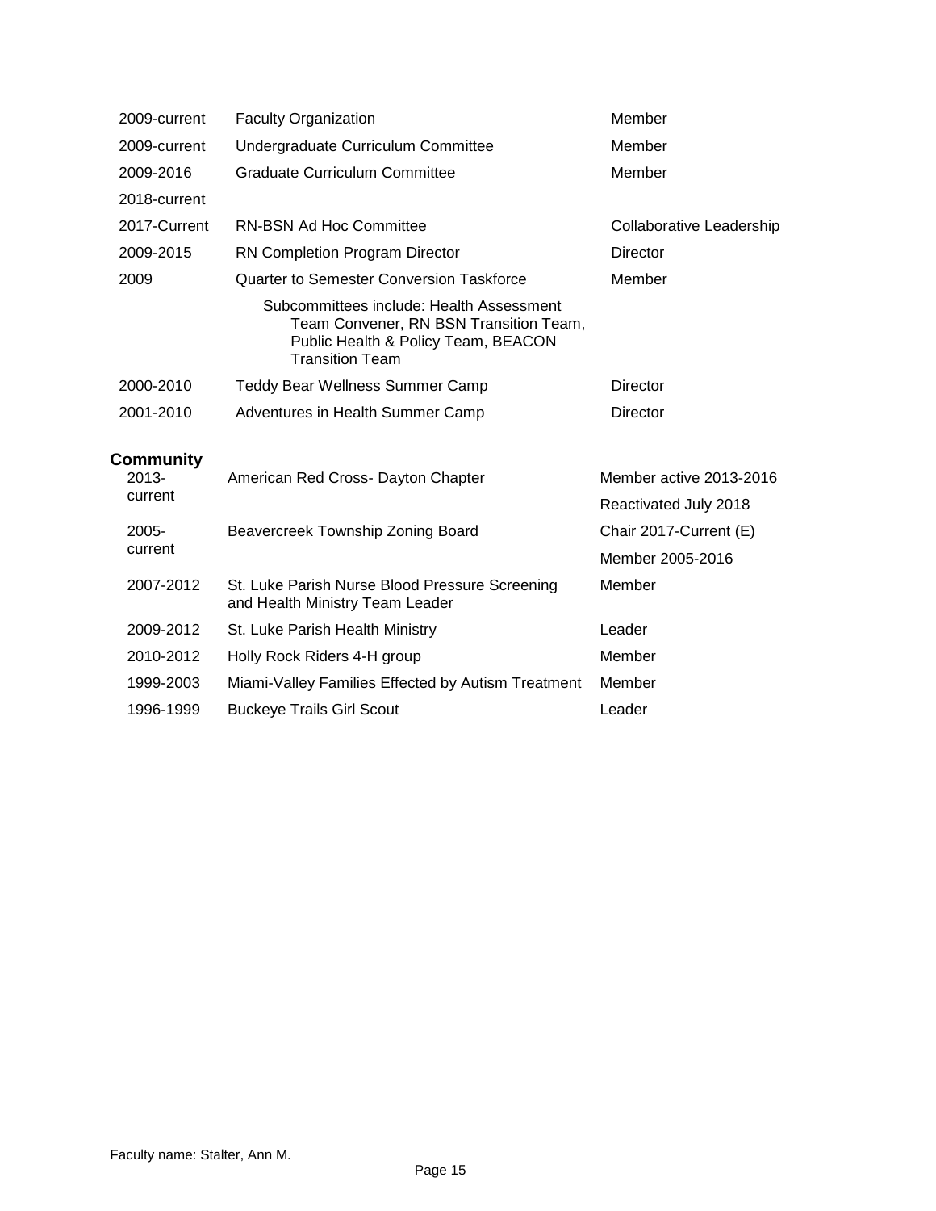| | | |
|---|---|---|
| 2009-current | Faculty Organization | Member |
| 2009-current | Undergraduate Curriculum Committee | Member |
| 2009-2016 | Graduate Curriculum Committee | Member |
| 2018-current | | |
| 2017-Current | RN-BSN Ad Hoc Committee | Collaborative Leadership |
| 2009-2015 | RN Completion Program Director | Director |
| 2009 | Quarter to Semester Conversion Taskforce | Member |
| | Subcommittees include: Health Assessment Team Convener, RN BSN Transition Team, Public Health & Policy Team, BEACON Transition Team | |
| 2000-2010 | Teddy Bear Wellness Summer Camp | Director |
| 2001-2010 | Adventures in Health Summer Camp | Director |

**Community**

| | | |
|---|---|---|
| 2013-current | American Red Cross- Dayton Chapter | Member active 2013-2016 |
| | | Reactivated July 2018 |
| 2005-current | Beavercreek Township Zoning Board | Chair 2017-Current (E) |
| | | Member 2005-2016 |
| 2007-2012 | St. Luke Parish Nurse Blood Pressure Screening and Health Ministry Team Leader | Member |
| 2009-2012 | St. Luke Parish Health Ministry | Leader |
| 2010-2012 | Holly Rock Riders 4-H group | Member |
| 1999-2003 | Miami-Valley Families Effected by Autism Treatment | Member |
| 1996-1999 | Buckeye Trails Girl Scout | Leader |

Faculty name: Stalter, Ann M.